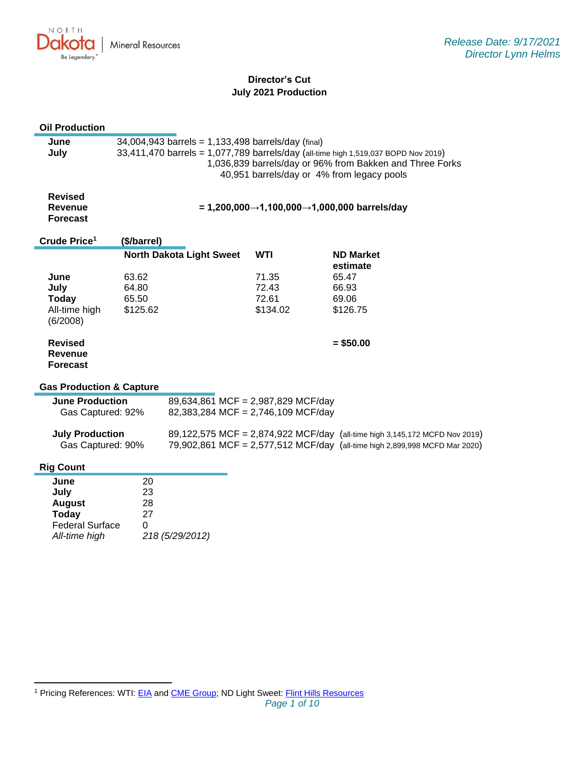NORTH Dakota | Mineral Resources
Be Legendary.™

*Release Date: 9/17/2021*
*Director Lynn Helms*

# Director's Cut
## July 2021 Production

### Oil Production

| | |
|---|---|
| **June** | 34,004,943 barrels = 1,133,498 barrels/day (final) |
| **July** | 33,411,470 barrels = 1,077,789 barrels/day (all-time high 1,519,037 BOPD Nov 2019) |
| | 1,036,839 barrels/day or 96% from Bakken and Three Forks |
| | 40,951 barrels/day or 4% from legacy pools |

**Revised Revenue Forecast** **= 1,200,000→1,100,000→1,000,000 barrels/day**

### Crude Price[1] ($/barrel)

| | North Dakota Light Sweet | WTI | ND Market estimate |
|---|---|---|---|
| **June** | 63.62 | 71.35 | 65.47 |
| **July** | 64.80 | 72.43 | 66.93 |
| **Today** | 65.50 | 72.61 | 69.06 |
| All-time high (6/2008) | $125.62 | $134.02 | $126.75 |

**Revised Revenue Forecast** **= $50.00**

### Gas Production & Capture

| | |
|---|---|
| **June Production** | 89,634,861 MCF = 2,987,829 MCF/day |
| Gas Captured: 92% | 82,383,284 MCF = 2,746,109 MCF/day |
| **July Production** | 89,122,575 MCF = 2,874,922 MCF/day (all-time high 3,145,172 MCFD Nov 2019) |
| Gas Captured: 90% | 79,902,861 MCF = 2,577,512 MCF/day (all-time high 2,899,998 MCFD Mar 2020) |

### Rig Count

| | |
|---|---|
| **June** | 20 |
| **July** | 23 |
| **August** | 28 |
| **Today** | 27 |
| Federal Surface | 0 |
| *All-time high* | *218 (5/29/2012)* |

[1] Pricing References: WTI: EIA and CME Group; ND Light Sweet: Flint Hills Resources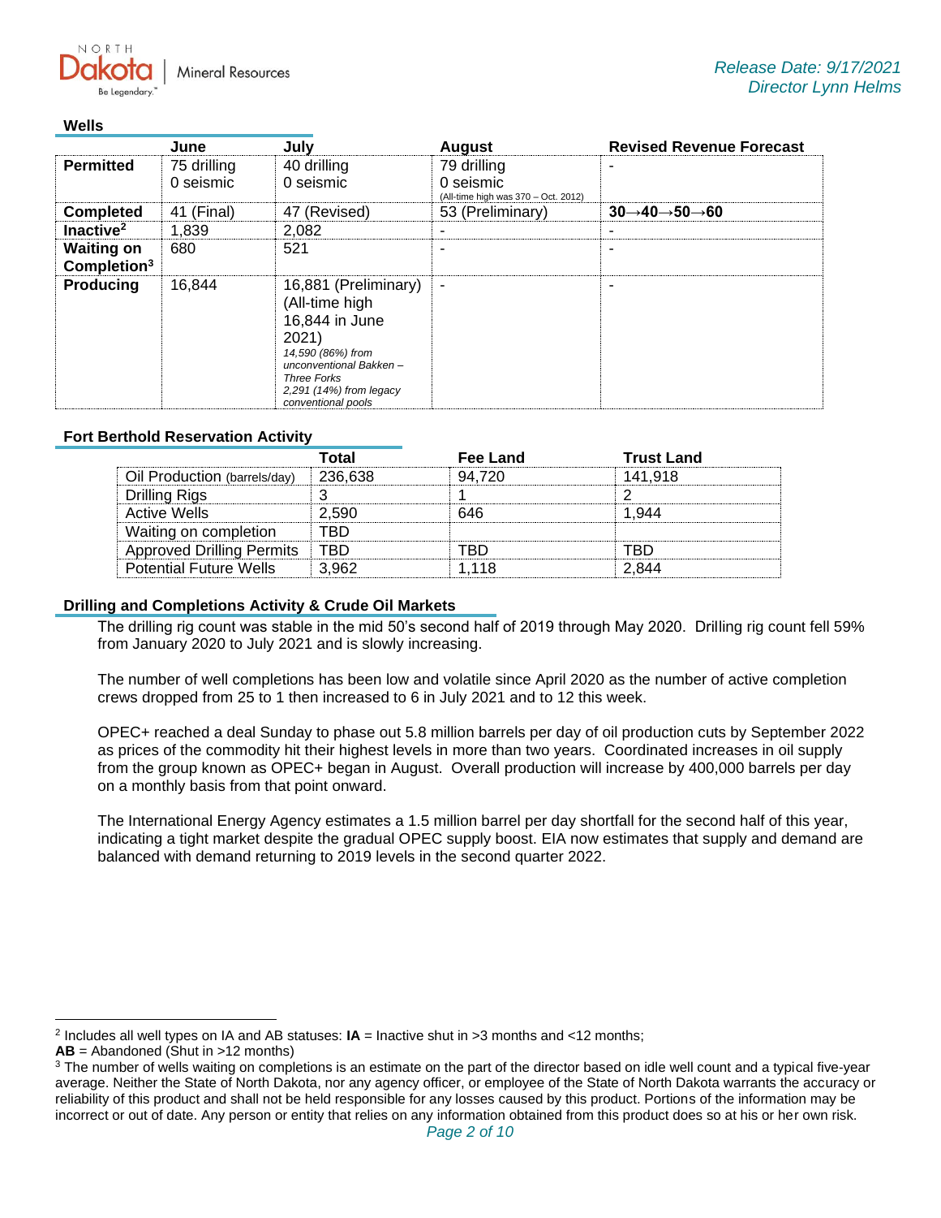Release Date: 9/17/2021
Director Lynn Helms

### Wells

| | June | July | August | Revised Revenue Forecast |
|---|---|---|---|---|
| **Permitted** | 75 drilling<br>0 seismic | 40 drilling<br>0 seismic | 79 drilling<br>0 seismic<br>(All-time high was 370 – Oct. 2012) | - |
| **Completed** | 41 (Final) | 47 (Revised) | 53 (Preliminary) | **30→40→50→60** |
| **Inactive[2]** | 1,839 | 2,082 | - | - |
| **Waiting on Completion[3]** | 680 | 521 | - | - |
| **Producing** | 16,844 | 16,881 (Preliminary) (All-time high 16,844 in June 2021)<br>*14,590 (86%) from unconventional Bakken – Three Forks*<br>*2,291 (14%) from legacy conventional pools* | - | - |

### Fort Berthold Reservation Activity

| | Total | Fee Land | Trust Land |
|---|---|---|---|
| Oil Production (barrels/day) | 236,638 | 94,720 | 141,918 |
| Drilling Rigs | 3 | 1 | 2 |
| Active Wells | 2,590 | 646 | 1,944 |
| Waiting on completion | TBD | | |
| Approved Drilling Permits | TBD | TBD | TBD |
| Potential Future Wells | 3,962 | 1,118 | 2,844 |

### Drilling and Completions Activity & Crude Oil Markets

The drilling rig count was stable in the mid 50's second half of 2019 through May 2020. Drilling rig count fell 59% from January 2020 to July 2021 and is slowly increasing.

The number of well completions has been low and volatile since April 2020 as the number of active completion crews dropped from 25 to 1 then increased to 6 in July 2021 and to 12 this week.

OPEC+ reached a deal Sunday to phase out 5.8 million barrels per day of oil production cuts by September 2022 as prices of the commodity hit their highest levels in more than two years. Coordinated increases in oil supply from the group known as OPEC+ began in August. Overall production will increase by 400,000 barrels per day on a monthly basis from that point onward.

The International Energy Agency estimates a 1.5 million barrel per day shortfall for the second half of this year, indicating a tight market despite the gradual OPEC supply boost. EIA now estimates that supply and demand are balanced with demand returning to 2019 levels in the second quarter 2022.

---

[2] Includes all well types on IA and AB statuses: **IA** = Inactive shut in >3 months and <12 months;
**AB** = Abandoned (Shut in >12 months)

[3] The number of wells waiting on completions is an estimate on the part of the director based on idle well count and a typical five-year average. Neither the State of North Dakota, nor any agency officer, or employee of the State of North Dakota warrants the accuracy or reliability of this product and shall not be held responsible for any losses caused by this product. Portions of the information may be incorrect or out of date. Any person or entity that relies on any information obtained from this product does so at his or her own risk.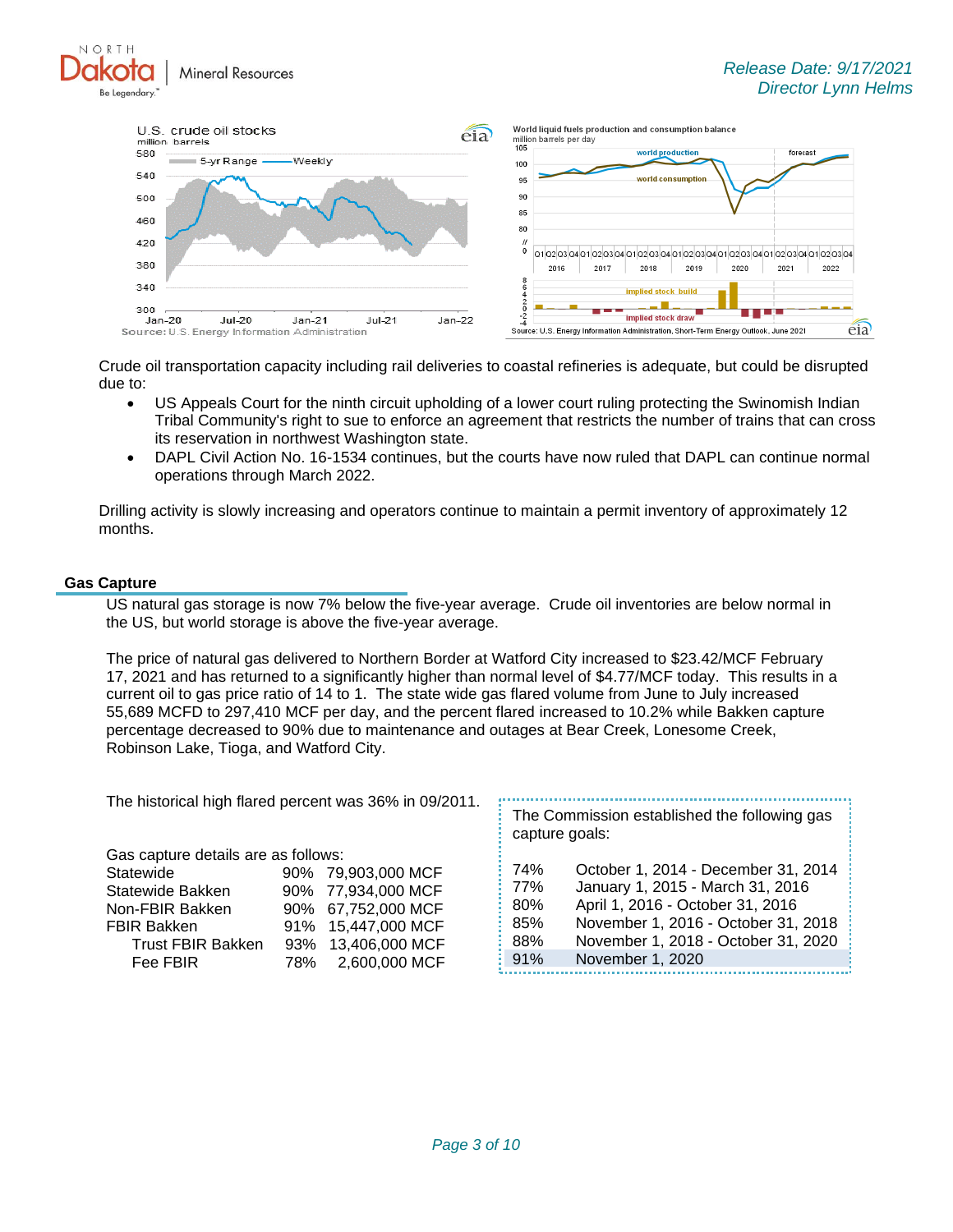Crude oil transportation capacity including rail deliveries to coastal refineries is adequate, but could be disrupted due to:

- US Appeals Court for the ninth circuit upholding of a lower court ruling protecting the Swinomish Indian Tribal Community's right to sue to enforce an agreement that restricts the number of trains that can cross its reservation in northwest Washington state.
- DAPL Civil Action No. 16-1534 continues, but the courts have now ruled that DAPL can continue normal operations through March 2022.

Drilling activity is slowly increasing and operators continue to maintain a permit inventory of approximately 12 months.

## Gas Capture

US natural gas storage is now 7% below the five-year average. Crude oil inventories are below normal in the US, but world storage is above the five-year average.

The price of natural gas delivered to Northern Border at Watford City increased to $23.42/MCF February 17, 2021 and has returned to a significantly higher than normal level of $4.77/MCF today. This results in a current oil to gas price ratio of 14 to 1. The state wide gas flared volume from June to July increased 55,689 MCFD to 297,410 MCF per day, and the percent flared increased to 10.2% while Bakken capture percentage decreased to 90% due to maintenance and outages at Bear Creek, Lonesome Creek, Robinson Lake, Tioga, and Watford City.

The historical high flared percent was 36% in 09/2011.

Gas capture details are as follows:

| | | |
|---|---|---|
| Statewide | 90% | 79,903,000 MCF |
| Statewide Bakken | 90% | 77,934,000 MCF |
| Non-FBIR Bakken | 90% | 67,752,000 MCF |
| FBIR Bakken | 91% | 15,447,000 MCF |
| Trust FBIR Bakken | 93% | 13,406,000 MCF |
| Fee FBIR | 78% | 2,600,000 MCF |

The Commission established the following gas capture goals:

| | |
|---|---|
| 74% | October 1, 2014 - December 31, 2014 |
| 77% | January 1, 2015 - March 31, 2016 |
| 80% | April 1, 2016 - October 31, 2016 |
| 85% | November 1, 2016 - October 31, 2018 |
| 88% | November 1, 2018 - October 31, 2020 |
| 91% | November 1, 2020 |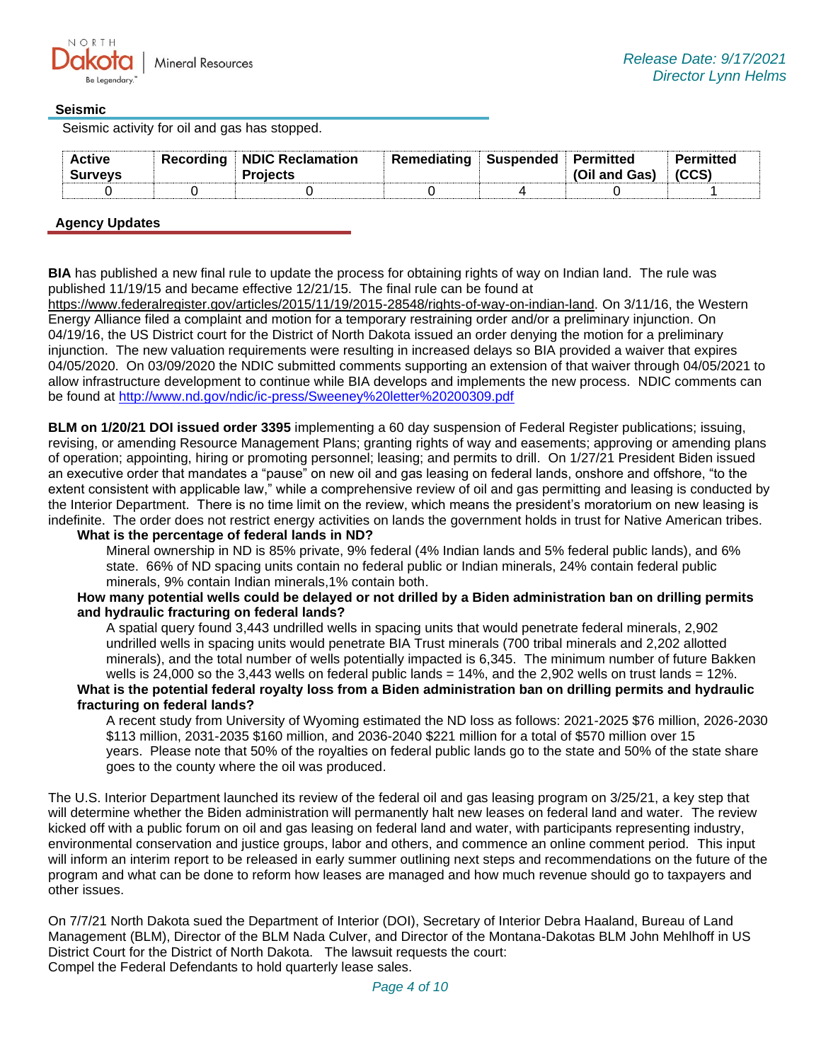## Seismic

Seismic activity for oil and gas has stopped.

| Active Surveys | Recording | NDIC Reclamation Projects | Remediating | Suspended | Permitted (Oil and Gas) | Permitted (CCS) |
|---|---|---|---|---|---|---|
| 0 | 0 | 0 | 0 | 4 | 0 | 1 |

## Agency Updates

**BIA** has published a new final rule to update the process for obtaining rights of way on Indian land. The rule was published 11/19/15 and became effective 12/21/15. The final rule can be found at https://www.federalregister.gov/articles/2015/11/19/2015-28548/rights-of-way-on-indian-land. On 3/11/16, the Western Energy Alliance filed a complaint and motion for a temporary restraining order and/or a preliminary injunction. On 04/19/16, the US District court for the District of North Dakota issued an order denying the motion for a preliminary injunction. The new valuation requirements were resulting in increased delays so BIA provided a waiver that expires 04/05/2020. On 03/09/2020 the NDIC submitted comments supporting an extension of that waiver through 04/05/2021 to allow infrastructure development to continue while BIA develops and implements the new process. NDIC comments can be found at http://www.nd.gov/ndic/ic-press/Sweeney%20letter%20200309.pdf

**BLM on 1/20/21 DOI issued order 3395** implementing a 60 day suspension of Federal Register publications; issuing, revising, or amending Resource Management Plans; granting rights of way and easements; approving or amending plans of operation; appointing, hiring or promoting personnel; leasing; and permits to drill. On 1/27/21 President Biden issued an executive order that mandates a "pause" on new oil and gas leasing on federal lands, onshore and offshore, "to the extent consistent with applicable law," while a comprehensive review of oil and gas permitting and leasing is conducted by the Interior Department. There is no time limit on the review, which means the president's moratorium on new leasing is indefinite. The order does not restrict energy activities on lands the government holds in trust for Native American tribes.

**What is the percentage of federal lands in ND?**

Mineral ownership in ND is 85% private, 9% federal (4% Indian lands and 5% federal public lands), and 6% state. 66% of ND spacing units contain no federal public or Indian minerals, 24% contain federal public minerals, 9% contain Indian minerals,1% contain both.

**How many potential wells could be delayed or not drilled by a Biden administration ban on drilling permits and hydraulic fracturing on federal lands?**

A spatial query found 3,443 undrilled wells in spacing units that would penetrate federal minerals, 2,902 undrilled wells in spacing units would penetrate BIA Trust minerals (700 tribal minerals and 2,202 allotted minerals), and the total number of wells potentially impacted is 6,345. The minimum number of future Bakken wells is 24,000 so the 3,443 wells on federal public lands = 14%, and the 2,902 wells on trust lands = 12%.

**What is the potential federal royalty loss from a Biden administration ban on drilling permits and hydraulic fracturing on federal lands?**

A recent study from University of Wyoming estimated the ND loss as follows: 2021-2025 $76 million, 2026-2030 $113 million, 2031-2035 $160 million, and 2036-2040 $221 million for a total of $570 million over 15 years. Please note that 50% of the royalties on federal public lands go to the state and 50% of the state share goes to the county where the oil was produced.

The U.S. Interior Department launched its review of the federal oil and gas leasing program on 3/25/21, a key step that will determine whether the Biden administration will permanently halt new leases on federal land and water. The review kicked off with a public forum on oil and gas leasing on federal land and water, with participants representing industry, environmental conservation and justice groups, labor and others, and commence an online comment period. This input will inform an interim report to be released in early summer outlining next steps and recommendations on the future of the program and what can be done to reform how leases are managed and how much revenue should go to taxpayers and other issues.

On 7/7/21 North Dakota sued the Department of Interior (DOI), Secretary of Interior Debra Haaland, Bureau of Land Management (BLM), Director of the BLM Nada Culver, and Director of the Montana-Dakotas BLM John Mehlhoff in US District Court for the District of North Dakota. The lawsuit requests the court:
Compel the Federal Defendants to hold quarterly lease sales.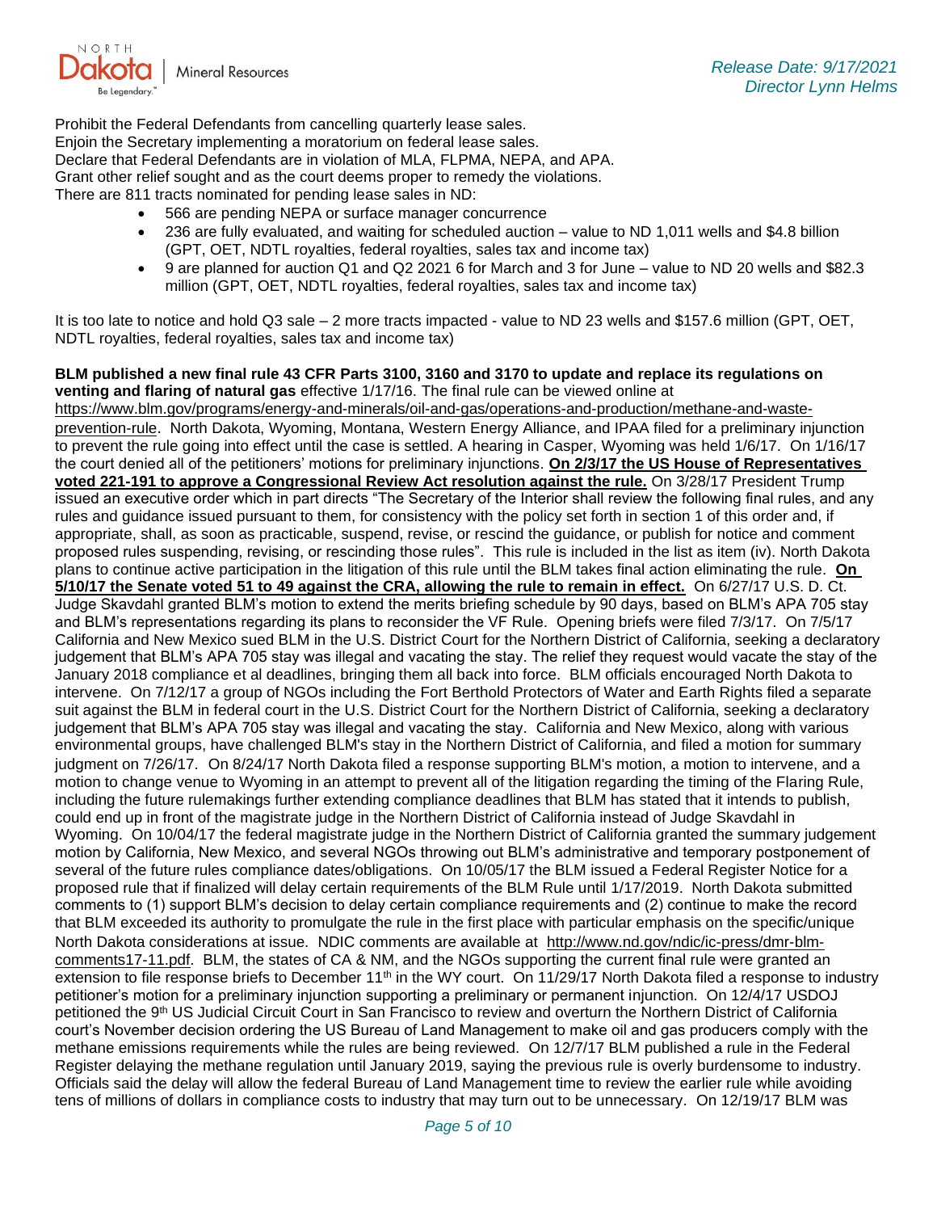Prohibit the Federal Defendants from cancelling quarterly lease sales.
Enjoin the Secretary implementing a moratorium on federal lease sales.
Declare that Federal Defendants are in violation of MLA, FLPMA, NEPA, and APA.
Grant other relief sought and as the court deems proper to remedy the violations.
There are 811 tracts nominated for pending lease sales in ND:

- 566 are pending NEPA or surface manager concurrence
- 236 are fully evaluated, and waiting for scheduled auction – value to ND 1,011 wells and $4.8 billion (GPT, OET, NDTL royalties, federal royalties, sales tax and income tax)
- 9 are planned for auction Q1 and Q2 2021 6 for March and 3 for June – value to ND 20 wells and $82.3 million (GPT, OET, NDTL royalties, federal royalties, sales tax and income tax)

It is too late to notice and hold Q3 sale – 2 more tracts impacted - value to ND 23 wells and $157.6 million (GPT, OET, NDTL royalties, federal royalties, sales tax and income tax)

**BLM published a new final rule 43 CFR Parts 3100, 3160 and 3170 to update and replace its regulations on venting and flaring of natural gas** effective 1/17/16. The final rule can be viewed online at https://www.blm.gov/programs/energy-and-minerals/oil-and-gas/operations-and-production/methane-and-waste-prevention-rule. North Dakota, Wyoming, Montana, Western Energy Alliance, and IPAA filed for a preliminary injunction to prevent the rule going into effect until the case is settled. A hearing in Casper, Wyoming was held 1/6/17. On 1/16/17 the court denied all of the petitioners' motions for preliminary injunctions. **On 2/3/17 the US House of Representatives voted 221-191 to approve a Congressional Review Act resolution against the rule.** On 3/28/17 President Trump issued an executive order which in part directs "The Secretary of the Interior shall review the following final rules, and any rules and guidance issued pursuant to them, for consistency with the policy set forth in section 1 of this order and, if appropriate, shall, as soon as practicable, suspend, revise, or rescind the guidance, or publish for notice and comment proposed rules suspending, revising, or rescinding those rules". This rule is included in the list as item (iv). North Dakota plans to continue active participation in the litigation of this rule until the BLM takes final action eliminating the rule. **On 5/10/17 the Senate voted 51 to 49 against the CRA, allowing the rule to remain in effect.** On 6/27/17 U.S. D. Ct. Judge Skavdahl granted BLM's motion to extend the merits briefing schedule by 90 days, based on BLM's APA 705 stay and BLM's representations regarding its plans to reconsider the VF Rule. Opening briefs were filed 7/3/17. On 7/5/17 California and New Mexico sued BLM in the U.S. District Court for the Northern District of California, seeking a declaratory judgement that BLM's APA 705 stay was illegal and vacating the stay. The relief they request would vacate the stay of the January 2018 compliance et al deadlines, bringing them all back into force. BLM officials encouraged North Dakota to intervene. On 7/12/17 a group of NGOs including the Fort Berthold Protectors of Water and Earth Rights filed a separate suit against the BLM in federal court in the U.S. District Court for the Northern District of California, seeking a declaratory judgement that BLM's APA 705 stay was illegal and vacating the stay. California and New Mexico, along with various environmental groups, have challenged BLM's stay in the Northern District of California, and filed a motion for summary judgment on 7/26/17. On 8/24/17 North Dakota filed a response supporting BLM's motion, a motion to intervene, and a motion to change venue to Wyoming in an attempt to prevent all of the litigation regarding the timing of the Flaring Rule, including the future rulemakings further extending compliance deadlines that BLM has stated that it intends to publish, could end up in front of the magistrate judge in the Northern District of California instead of Judge Skavdahl in Wyoming. On 10/04/17 the federal magistrate judge in the Northern District of California granted the summary judgement motion by California, New Mexico, and several NGOs throwing out BLM's administrative and temporary postponement of several of the future rules compliance dates/obligations. On 10/05/17 the BLM issued a Federal Register Notice for a proposed rule that if finalized will delay certain requirements of the BLM Rule until 1/17/2019. North Dakota submitted comments to (1) support BLM's decision to delay certain compliance requirements and (2) continue to make the record that BLM exceeded its authority to promulgate the rule in the first place with particular emphasis on the specific/unique North Dakota considerations at issue. NDIC comments are available at http://www.nd.gov/ndic/ic-press/dmr-blm-comments17-11.pdf. BLM, the states of CA & NM, and the NGOs supporting the current final rule were granted an extension to file response briefs to December 11th in the WY court. On 11/29/17 North Dakota filed a response to industry petitioner's motion for a preliminary injunction supporting a preliminary or permanent injunction. On 12/4/17 USDOJ petitioned the 9th US Judicial Circuit Court in San Francisco to review and overturn the Northern District of California court's November decision ordering the US Bureau of Land Management to make oil and gas producers comply with the methane emissions requirements while the rules are being reviewed. On 12/7/17 BLM published a rule in the Federal Register delaying the methane regulation until January 2019, saying the previous rule is overly burdensome to industry. Officials said the delay will allow the federal Bureau of Land Management time to review the earlier rule while avoiding tens of millions of dollars in compliance costs to industry that may turn out to be unnecessary. On 12/19/17 BLM was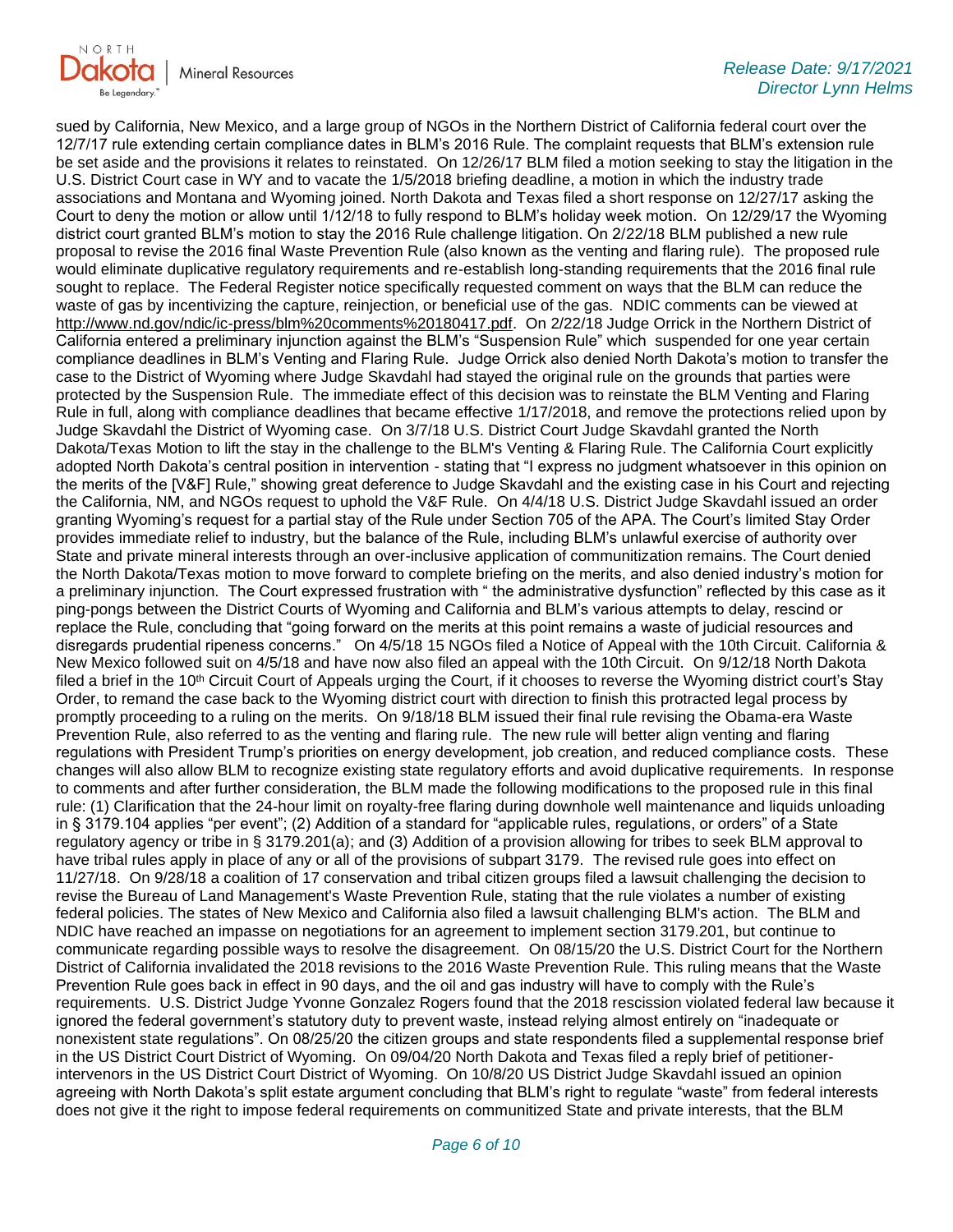sued by California, New Mexico, and a large group of NGOs in the Northern District of California federal court over the 12/7/17 rule extending certain compliance dates in BLM's 2016 Rule. The complaint requests that BLM's extension rule be set aside and the provisions it relates to reinstated. On 12/26/17 BLM filed a motion seeking to stay the litigation in the U.S. District Court case in WY and to vacate the 1/5/2018 briefing deadline, a motion in which the industry trade associations and Montana and Wyoming joined. North Dakota and Texas filed a short response on 12/27/17 asking the Court to deny the motion or allow until 1/12/18 to fully respond to BLM's holiday week motion. On 12/29/17 the Wyoming district court granted BLM's motion to stay the 2016 Rule challenge litigation. On 2/22/18 BLM published a new rule proposal to revise the 2016 final Waste Prevention Rule (also known as the venting and flaring rule). The proposed rule would eliminate duplicative regulatory requirements and re-establish long-standing requirements that the 2016 final rule sought to replace. The Federal Register notice specifically requested comment on ways that the BLM can reduce the waste of gas by incentivizing the capture, reinjection, or beneficial use of the gas. NDIC comments can be viewed at http://www.nd.gov/ndic/ic-press/blm%20comments%20180417.pdf. On 2/22/18 Judge Orrick in the Northern District of California entered a preliminary injunction against the BLM's "Suspension Rule" which suspended for one year certain compliance deadlines in BLM's Venting and Flaring Rule. Judge Orrick also denied North Dakota's motion to transfer the case to the District of Wyoming where Judge Skavdahl had stayed the original rule on the grounds that parties were protected by the Suspension Rule. The immediate effect of this decision was to reinstate the BLM Venting and Flaring Rule in full, along with compliance deadlines that became effective 1/17/2018, and remove the protections relied upon by Judge Skavdahl the District of Wyoming case. On 3/7/18 U.S. District Court Judge Skavdahl granted the North Dakota/Texas Motion to lift the stay in the challenge to the BLM's Venting & Flaring Rule. The California Court explicitly adopted North Dakota's central position in intervention - stating that "I express no judgment whatsoever in this opinion on the merits of the [V&F] Rule," showing great deference to Judge Skavdahl and the existing case in his Court and rejecting the California, NM, and NGOs request to uphold the V&F Rule. On 4/4/18 U.S. District Judge Skavdahl issued an order granting Wyoming's request for a partial stay of the Rule under Section 705 of the APA. The Court's limited Stay Order provides immediate relief to industry, but the balance of the Rule, including BLM's unlawful exercise of authority over State and private mineral interests through an over-inclusive application of communitization remains. The Court denied the North Dakota/Texas motion to move forward to complete briefing on the merits, and also denied industry's motion for a preliminary injunction. The Court expressed frustration with " the administrative dysfunction" reflected by this case as it ping-pongs between the District Courts of Wyoming and California and BLM's various attempts to delay, rescind or replace the Rule, concluding that "going forward on the merits at this point remains a waste of judicial resources and disregards prudential ripeness concerns." On 4/5/18 15 NGOs filed a Notice of Appeal with the 10th Circuit. California & New Mexico followed suit on 4/5/18 and have now also filed an appeal with the 10th Circuit. On 9/12/18 North Dakota filed a brief in the 10th Circuit Court of Appeals urging the Court, if it chooses to reverse the Wyoming district court's Stay Order, to remand the case back to the Wyoming district court with direction to finish this protracted legal process by promptly proceeding to a ruling on the merits. On 9/18/18 BLM issued their final rule revising the Obama-era Waste Prevention Rule, also referred to as the venting and flaring rule. The new rule will better align venting and flaring regulations with President Trump's priorities on energy development, job creation, and reduced compliance costs. These changes will also allow BLM to recognize existing state regulatory efforts and avoid duplicative requirements. In response to comments and after further consideration, the BLM made the following modifications to the proposed rule in this final rule: (1) Clarification that the 24-hour limit on royalty-free flaring during downhole well maintenance and liquids unloading in § 3179.104 applies "per event"; (2) Addition of a standard for "applicable rules, regulations, or orders" of a State regulatory agency or tribe in § 3179.201(a); and (3) Addition of a provision allowing for tribes to seek BLM approval to have tribal rules apply in place of any or all of the provisions of subpart 3179. The revised rule goes into effect on 11/27/18. On 9/28/18 a coalition of 17 conservation and tribal citizen groups filed a lawsuit challenging the decision to revise the Bureau of Land Management's Waste Prevention Rule, stating that the rule violates a number of existing federal policies. The states of New Mexico and California also filed a lawsuit challenging BLM's action. The BLM and NDIC have reached an impasse on negotiations for an agreement to implement section 3179.201, but continue to communicate regarding possible ways to resolve the disagreement. On 08/15/20 the U.S. District Court for the Northern District of California invalidated the 2018 revisions to the 2016 Waste Prevention Rule. This ruling means that the Waste Prevention Rule goes back in effect in 90 days, and the oil and gas industry will have to comply with the Rule's requirements. U.S. District Judge Yvonne Gonzalez Rogers found that the 2018 rescission violated federal law because it ignored the federal government's statutory duty to prevent waste, instead relying almost entirely on "inadequate or nonexistent state regulations". On 08/25/20 the citizen groups and state respondents filed a supplemental response brief in the US District Court District of Wyoming. On 09/04/20 North Dakota and Texas filed a reply brief of petitioner-intervenors in the US District Court District of Wyoming. On 10/8/20 US District Judge Skavdahl issued an opinion agreeing with North Dakota's split estate argument concluding that BLM's right to regulate "waste" from federal interests does not give it the right to impose federal requirements on communitized State and private interests, that the BLM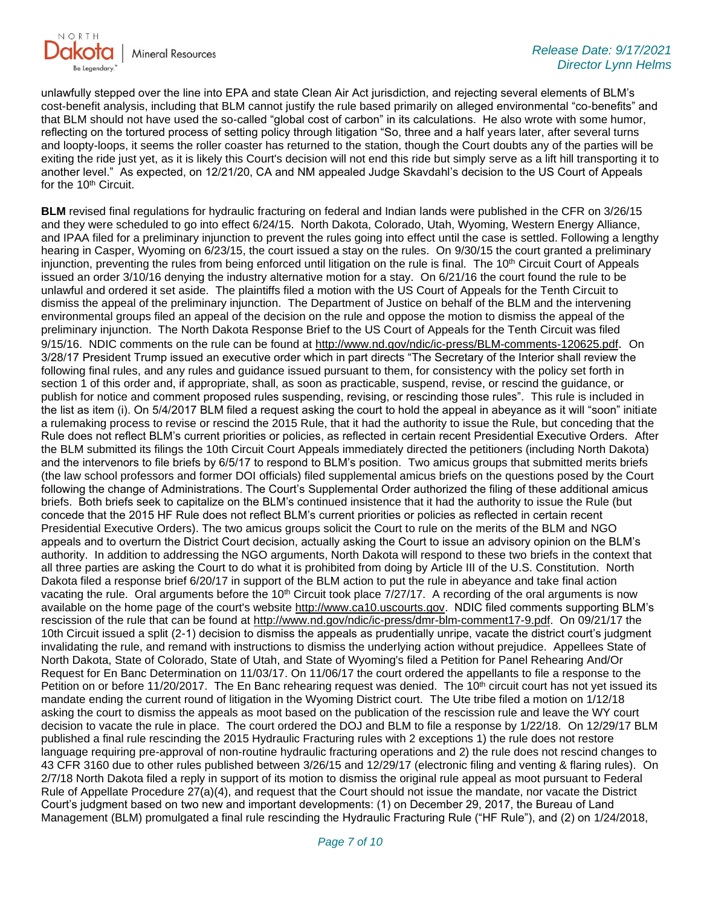unlawfully stepped over the line into EPA and state Clean Air Act jurisdiction, and rejecting several elements of BLM's cost-benefit analysis, including that BLM cannot justify the rule based primarily on alleged environmental "co-benefits" and that BLM should not have used the so-called "global cost of carbon" in its calculations. He also wrote with some humor, reflecting on the tortured process of setting policy through litigation "So, three and a half years later, after several turns and loopty-loops, it seems the roller coaster has returned to the station, though the Court doubts any of the parties will be exiting the ride just yet, as it is likely this Court's decision will not end this ride but simply serve as a lift hill transporting it to another level." As expected, on 12/21/20, CA and NM appealed Judge Skavdahl's decision to the US Court of Appeals for the 10th Circuit.

**BLM** revised final regulations for hydraulic fracturing on federal and Indian lands were published in the CFR on 3/26/15 and they were scheduled to go into effect 6/24/15. North Dakota, Colorado, Utah, Wyoming, Western Energy Alliance, and IPAA filed for a preliminary injunction to prevent the rules going into effect until the case is settled. Following a lengthy hearing in Casper, Wyoming on 6/23/15, the court issued a stay on the rules. On 9/30/15 the court granted a preliminary injunction, preventing the rules from being enforced until litigation on the rule is final. The 10th Circuit Court of Appeals issued an order 3/10/16 denying the industry alternative motion for a stay. On 6/21/16 the court found the rule to be unlawful and ordered it set aside. The plaintiffs filed a motion with the US Court of Appeals for the Tenth Circuit to dismiss the appeal of the preliminary injunction. The Department of Justice on behalf of the BLM and the intervening environmental groups filed an appeal of the decision on the rule and oppose the motion to dismiss the appeal of the preliminary injunction. The North Dakota Response Brief to the US Court of Appeals for the Tenth Circuit was filed 9/15/16. NDIC comments on the rule can be found at http://www.nd.gov/ndic/ic-press/BLM-comments-120625.pdf. On 3/28/17 President Trump issued an executive order which in part directs "The Secretary of the Interior shall review the following final rules, and any rules and guidance issued pursuant to them, for consistency with the policy set forth in section 1 of this order and, if appropriate, shall, as soon as practicable, suspend, revise, or rescind the guidance, or publish for notice and comment proposed rules suspending, revising, or rescinding those rules". This rule is included in the list as item (i). On 5/4/2017 BLM filed a request asking the court to hold the appeal in abeyance as it will "soon" initiate a rulemaking process to revise or rescind the 2015 Rule, that it had the authority to issue the Rule, but conceding that the Rule does not reflect BLM's current priorities or policies, as reflected in certain recent Presidential Executive Orders. After the BLM submitted its filings the 10th Circuit Court Appeals immediately directed the petitioners (including North Dakota) and the intervenors to file briefs by 6/5/17 to respond to BLM's position. Two amicus groups that submitted merits briefs (the law school professors and former DOI officials) filed supplemental amicus briefs on the questions posed by the Court following the change of Administrations. The Court's Supplemental Order authorized the filing of these additional amicus briefs. Both briefs seek to capitalize on the BLM's continued insistence that it had the authority to issue the Rule (but concede that the 2015 HF Rule does not reflect BLM's current priorities or policies as reflected in certain recent Presidential Executive Orders). The two amicus groups solicit the Court to rule on the merits of the BLM and NGO appeals and to overturn the District Court decision, actually asking the Court to issue an advisory opinion on the BLM's authority. In addition to addressing the NGO arguments, North Dakota will respond to these two briefs in the context that all three parties are asking the Court to do what it is prohibited from doing by Article III of the U.S. Constitution. North Dakota filed a response brief 6/20/17 in support of the BLM action to put the rule in abeyance and take final action vacating the rule. Oral arguments before the 10th Circuit took place 7/27/17. A recording of the oral arguments is now available on the home page of the court's website http://www.ca10.uscourts.gov. NDIC filed comments supporting BLM's rescission of the rule that can be found at http://www.nd.gov/ndic/ic-press/dmr-blm-comment17-9.pdf. On 09/21/17 the 10th Circuit issued a split (2-1) decision to dismiss the appeals as prudentially unripe, vacate the district court's judgment invalidating the rule, and remand with instructions to dismiss the underlying action without prejudice. Appellees State of North Dakota, State of Colorado, State of Utah, and State of Wyoming's filed a Petition for Panel Rehearing And/Or Request for En Banc Determination on 11/03/17. On 11/06/17 the court ordered the appellants to file a response to the Petition on or before 11/20/2017. The En Banc rehearing request was denied. The 10th circuit court has not yet issued its mandate ending the current round of litigation in the Wyoming District court. The Ute tribe filed a motion on 1/12/18 asking the court to dismiss the appeals as moot based on the publication of the rescission rule and leave the WY court decision to vacate the rule in place. The court ordered the DOJ and BLM to file a response by 1/22/18. On 12/29/17 BLM published a final rule rescinding the 2015 Hydraulic Fracturing rules with 2 exceptions 1) the rule does not restore language requiring pre-approval of non-routine hydraulic fracturing operations and 2) the rule does not rescind changes to 43 CFR 3160 due to other rules published between 3/26/15 and 12/29/17 (electronic filing and venting & flaring rules). On 2/7/18 North Dakota filed a reply in support of its motion to dismiss the original rule appeal as moot pursuant to Federal Rule of Appellate Procedure 27(a)(4), and request that the Court should not issue the mandate, nor vacate the District Court's judgment based on two new and important developments: (1) on December 29, 2017, the Bureau of Land Management (BLM) promulgated a final rule rescinding the Hydraulic Fracturing Rule ("HF Rule"), and (2) on 1/24/2018,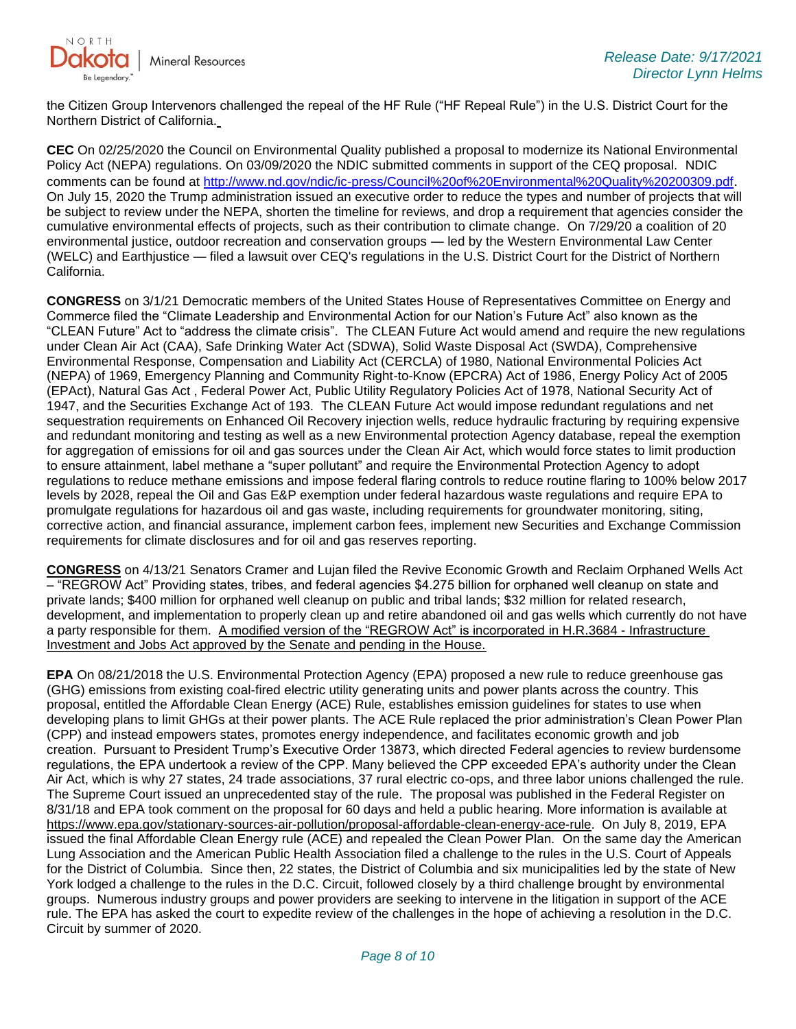the Citizen Group Intervenors challenged the repeal of the HF Rule ("HF Repeal Rule") in the U.S. District Court for the Northern District of California.

**CEC** On 02/25/2020 the Council on Environmental Quality published a proposal to modernize its National Environmental Policy Act (NEPA) regulations. On 03/09/2020 the NDIC submitted comments in support of the CEQ proposal. NDIC comments can be found at http://www.nd.gov/ndic/ic-press/Council%20of%20Environmental%20Quality%20200309.pdf. On July 15, 2020 the Trump administration issued an executive order to reduce the types and number of projects that will be subject to review under the NEPA, shorten the timeline for reviews, and drop a requirement that agencies consider the cumulative environmental effects of projects, such as their contribution to climate change. On 7/29/20 a coalition of 20 environmental justice, outdoor recreation and conservation groups — led by the Western Environmental Law Center (WELC) and Earthjustice — filed a lawsuit over CEQ's regulations in the U.S. District Court for the District of Northern California.

**CONGRESS** on 3/1/21 Democratic members of the United States House of Representatives Committee on Energy and Commerce filed the "Climate Leadership and Environmental Action for our Nation's Future Act" also known as the "CLEAN Future" Act to "address the climate crisis". The CLEAN Future Act would amend and require the new regulations under Clean Air Act (CAA), Safe Drinking Water Act (SDWA), Solid Waste Disposal Act (SWDA), Comprehensive Environmental Response, Compensation and Liability Act (CERCLA) of 1980, National Environmental Policies Act (NEPA) of 1969, Emergency Planning and Community Right-to-Know (EPCRA) Act of 1986, Energy Policy Act of 2005 (EPAct), Natural Gas Act , Federal Power Act, Public Utility Regulatory Policies Act of 1978, National Security Act of 1947, and the Securities Exchange Act of 193. The CLEAN Future Act would impose redundant regulations and net sequestration requirements on Enhanced Oil Recovery injection wells, reduce hydraulic fracturing by requiring expensive and redundant monitoring and testing as well as a new Environmental protection Agency database, repeal the exemption for aggregation of emissions for oil and gas sources under the Clean Air Act, which would force states to limit production to ensure attainment, label methane a "super pollutant" and require the Environmental Protection Agency to adopt regulations to reduce methane emissions and impose federal flaring controls to reduce routine flaring to 100% below 2017 levels by 2028, repeal the Oil and Gas E&P exemption under federal hazardous waste regulations and require EPA to promulgate regulations for hazardous oil and gas waste, including requirements for groundwater monitoring, siting, corrective action, and financial assurance, implement carbon fees, implement new Securities and Exchange Commission requirements for climate disclosures and for oil and gas reserves reporting.

**CONGRESS** on 4/13/21 Senators Cramer and Lujan filed the Revive Economic Growth and Reclaim Orphaned Wells Act – "REGROW Act" Providing states, tribes, and federal agencies $4.275 billion for orphaned well cleanup on state and private lands; $400 million for orphaned well cleanup on public and tribal lands; $32 million for related research, development, and implementation to properly clean up and retire abandoned oil and gas wells which currently do not have a party responsible for them. A modified version of the "REGROW Act" is incorporated in H.R.3684 - Infrastructure Investment and Jobs Act approved by the Senate and pending in the House.

**EPA** On 08/21/2018 the U.S. Environmental Protection Agency (EPA) proposed a new rule to reduce greenhouse gas (GHG) emissions from existing coal-fired electric utility generating units and power plants across the country. This proposal, entitled the Affordable Clean Energy (ACE) Rule, establishes emission guidelines for states to use when developing plans to limit GHGs at their power plants. The ACE Rule replaced the prior administration's Clean Power Plan (CPP) and instead empowers states, promotes energy independence, and facilitates economic growth and job creation. Pursuant to President Trump's Executive Order 13873, which directed Federal agencies to review burdensome regulations, the EPA undertook a review of the CPP. Many believed the CPP exceeded EPA's authority under the Clean Air Act, which is why 27 states, 24 trade associations, 37 rural electric co-ops, and three labor unions challenged the rule. The Supreme Court issued an unprecedented stay of the rule. The proposal was published in the Federal Register on 8/31/18 and EPA took comment on the proposal for 60 days and held a public hearing. More information is available at https://www.epa.gov/stationary-sources-air-pollution/proposal-affordable-clean-energy-ace-rule. On July 8, 2019, EPA issued the final Affordable Clean Energy rule (ACE) and repealed the Clean Power Plan. On the same day the American Lung Association and the American Public Health Association filed a challenge to the rules in the U.S. Court of Appeals for the District of Columbia. Since then, 22 states, the District of Columbia and six municipalities led by the state of New York lodged a challenge to the rules in the D.C. Circuit, followed closely by a third challenge brought by environmental groups. Numerous industry groups and power providers are seeking to intervene in the litigation in support of the ACE rule. The EPA has asked the court to expedite review of the challenges in the hope of achieving a resolution in the D.C. Circuit by summer of 2020.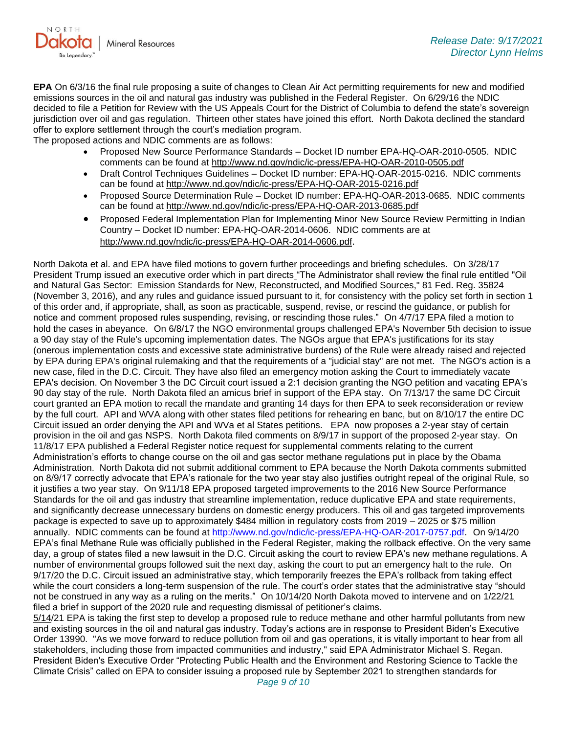**EPA** On 6/3/16 the final rule proposing a suite of changes to Clean Air Act permitting requirements for new and modified emissions sources in the oil and natural gas industry was published in the Federal Register. On 6/29/16 the NDIC decided to file a Petition for Review with the US Appeals Court for the District of Columbia to defend the state's sovereign jurisdiction over oil and gas regulation. Thirteen other states have joined this effort. North Dakota declined the standard offer to explore settlement through the court's mediation program.
The proposed actions and NDIC comments are as follows:

- Proposed New Source Performance Standards – Docket ID number EPA-HQ-OAR-2010-0505. NDIC comments can be found at http://www.nd.gov/ndic/ic-press/EPA-HQ-OAR-2010-0505.pdf
- Draft Control Techniques Guidelines – Docket ID number: EPA-HQ-OAR-2015-0216. NDIC comments can be found at http://www.nd.gov/ndic/ic-press/EPA-HQ-OAR-2015-0216.pdf
- Proposed Source Determination Rule – Docket ID number: EPA-HQ-OAR-2013-0685. NDIC comments can be found at http://www.nd.gov/ndic/ic-press/EPA-HQ-OAR-2013-0685.pdf
- Proposed Federal Implementation Plan for Implementing Minor New Source Review Permitting in Indian Country – Docket ID number: EPA-HQ-OAR-2014-0606. NDIC comments are at http://www.nd.gov/ndic/ic-press/EPA-HQ-OAR-2014-0606.pdf.

North Dakota et al. and EPA have filed motions to govern further proceedings and briefing schedules. On 3/28/17 President Trump issued an executive order which in part directs "The Administrator shall review the final rule entitled "Oil and Natural Gas Sector: Emission Standards for New, Reconstructed, and Modified Sources," 81 Fed. Reg. 35824 (November 3, 2016), and any rules and guidance issued pursuant to it, for consistency with the policy set forth in section 1 of this order and, if appropriate, shall, as soon as practicable, suspend, revise, or rescind the guidance, or publish for notice and comment proposed rules suspending, revising, or rescinding those rules." On 4/7/17 EPA filed a motion to hold the cases in abeyance. On 6/8/17 the NGO environmental groups challenged EPA's November 5th decision to issue a 90 day stay of the Rule's upcoming implementation dates. The NGOs argue that EPA's justifications for its stay (onerous implementation costs and excessive state administrative burdens) of the Rule were already raised and rejected by EPA during EPA's original rulemaking and that the requirements of a "judicial stay" are not met. The NGO's action is a new case, filed in the D.C. Circuit. They have also filed an emergency motion asking the Court to immediately vacate EPA's decision. On November 3 the DC Circuit court issued a 2:1 decision granting the NGO petition and vacating EPA's 90 day stay of the rule. North Dakota filed an amicus brief in support of the EPA stay. On 7/13/17 the same DC Circuit court granted an EPA motion to recall the mandate and granting 14 days for then EPA to seek reconsideration or review by the full court. API and WVA along with other states filed petitions for rehearing en banc, but on 8/10/17 the entire DC Circuit issued an order denying the API and WVa et al States petitions. EPA now proposes a 2-year stay of certain provision in the oil and gas NSPS. North Dakota filed comments on 8/9/17 in support of the proposed 2-year stay. On 11/8/17 EPA published a Federal Register notice request for supplemental comments relating to the current Administration's efforts to change course on the oil and gas sector methane regulations put in place by the Obama Administration. North Dakota did not submit additional comment to EPA because the North Dakota comments submitted on 8/9/17 correctly advocate that EPA's rationale for the two year stay also justifies outright repeal of the original Rule, so it justifies a two year stay. On 9/11/18 EPA proposed targeted improvements to the 2016 New Source Performance Standards for the oil and gas industry that streamline implementation, reduce duplicative EPA and state requirements, and significantly decrease unnecessary burdens on domestic energy producers. This oil and gas targeted improvements package is expected to save up to approximately $484 million in regulatory costs from 2019 – 2025 or $75 million annually. NDIC comments can be found at http://www.nd.gov/ndic/ic-press/EPA-HQ-OAR-2017-0757.pdf. On 9/14/20 EPA's final Methane Rule was officially published in the Federal Register, making the rollback effective. On the very same day, a group of states filed a new lawsuit in the D.C. Circuit asking the court to review EPA's new methane regulations. A number of environmental groups followed suit the next day, asking the court to put an emergency halt to the rule. On 9/17/20 the D.C. Circuit issued an administrative stay, which temporarily freezes the EPA's rollback from taking effect while the court considers a long-term suspension of the rule. The court's order states that the administrative stay "should not be construed in any way as a ruling on the merits." On 10/14/20 North Dakota moved to intervene and on 1/22/21 filed a brief in support of the 2020 rule and requesting dismissal of petitioner's claims.
5/14/21 EPA is taking the first step to develop a proposed rule to reduce methane and other harmful pollutants from new and existing sources in the oil and natural gas industry. Today's actions are in response to President Biden's Executive Order 13990. "As we move forward to reduce pollution from oil and gas operations, it is vitally important to hear from all stakeholders, including those from impacted communities and industry," said EPA Administrator Michael S. Regan. President Biden's Executive Order "Protecting Public Health and the Environment and Restoring Science to Tackle the Climate Crisis" called on EPA to consider issuing a proposed rule by September 2021 to strengthen standards for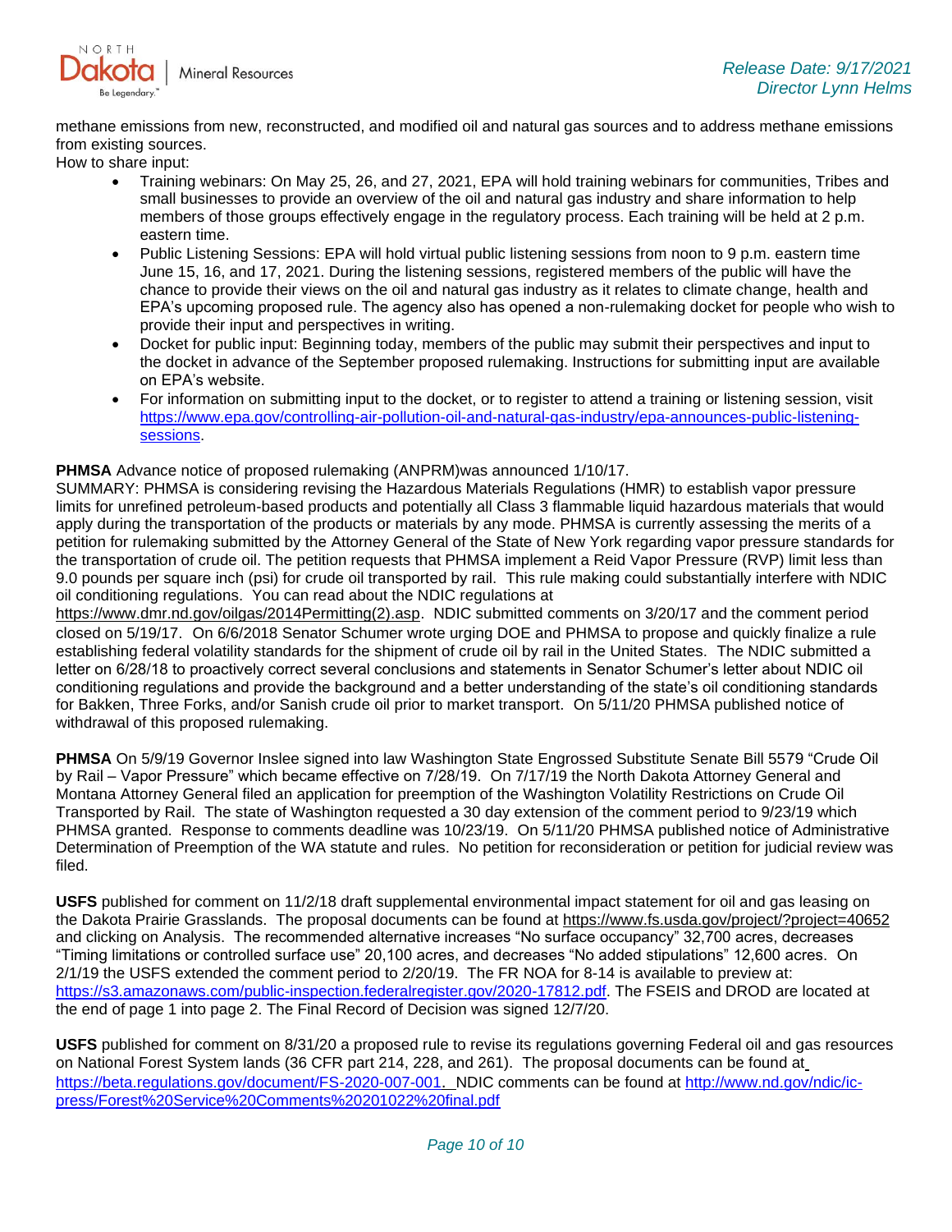methane emissions from new, reconstructed, and modified oil and natural gas sources and to address methane emissions from existing sources.

How to share input:

- Training webinars: On May 25, 26, and 27, 2021, EPA will hold training webinars for communities, Tribes and small businesses to provide an overview of the oil and natural gas industry and share information to help members of those groups effectively engage in the regulatory process. Each training will be held at 2 p.m. eastern time.
- Public Listening Sessions: EPA will hold virtual public listening sessions from noon to 9 p.m. eastern time June 15, 16, and 17, 2021. During the listening sessions, registered members of the public will have the chance to provide their views on the oil and natural gas industry as it relates to climate change, health and EPA's upcoming proposed rule. The agency also has opened a non-rulemaking docket for people who wish to provide their input and perspectives in writing.
- Docket for public input: Beginning today, members of the public may submit their perspectives and input to the docket in advance of the September proposed rulemaking. Instructions for submitting input are available on EPA's website.
- For information on submitting input to the docket, or to register to attend a training or listening session, visit https://www.epa.gov/controlling-air-pollution-oil-and-natural-gas-industry/epa-announces-public-listening-sessions.

**PHMSA** Advance notice of proposed rulemaking (ANPRM)was announced 1/10/17.
SUMMARY: PHMSA is considering revising the Hazardous Materials Regulations (HMR) to establish vapor pressure limits for unrefined petroleum-based products and potentially all Class 3 flammable liquid hazardous materials that would apply during the transportation of the products or materials by any mode. PHMSA is currently assessing the merits of a petition for rulemaking submitted by the Attorney General of the State of New York regarding vapor pressure standards for the transportation of crude oil. The petition requests that PHMSA implement a Reid Vapor Pressure (RVP) limit less than 9.0 pounds per square inch (psi) for crude oil transported by rail. This rule making could substantially interfere with NDIC oil conditioning regulations. You can read about the NDIC regulations at https://www.dmr.nd.gov/oilgas/2014Permitting(2).asp. NDIC submitted comments on 3/20/17 and the comment period closed on 5/19/17. On 6/6/2018 Senator Schumer wrote urging DOE and PHMSA to propose and quickly finalize a rule establishing federal volatility standards for the shipment of crude oil by rail in the United States. The NDIC submitted a letter on 6/28/18 to proactively correct several conclusions and statements in Senator Schumer's letter about NDIC oil conditioning regulations and provide the background and a better understanding of the state's oil conditioning standards for Bakken, Three Forks, and/or Sanish crude oil prior to market transport. On 5/11/20 PHMSA published notice of withdrawal of this proposed rulemaking.

**PHMSA** On 5/9/19 Governor Inslee signed into law Washington State Engrossed Substitute Senate Bill 5579 "Crude Oil by Rail – Vapor Pressure" which became effective on 7/28/19. On 7/17/19 the North Dakota Attorney General and Montana Attorney General filed an application for preemption of the Washington Volatility Restrictions on Crude Oil Transported by Rail. The state of Washington requested a 30 day extension of the comment period to 9/23/19 which PHMSA granted. Response to comments deadline was 10/23/19. On 5/11/20 PHMSA published notice of Administrative Determination of Preemption of the WA statute and rules. No petition for reconsideration or petition for judicial review was filed.

**USFS** published for comment on 11/2/18 draft supplemental environmental impact statement for oil and gas leasing on the Dakota Prairie Grasslands. The proposal documents can be found at https://www.fs.usda.gov/project/?project=40652 and clicking on Analysis. The recommended alternative increases "No surface occupancy" 32,700 acres, decreases "Timing limitations or controlled surface use" 20,100 acres, and decreases "No added stipulations" 12,600 acres. On 2/1/19 the USFS extended the comment period to 2/20/19. The FR NOA for 8-14 is available to preview at: https://s3.amazonaws.com/public-inspection.federalregister.gov/2020-17812.pdf. The FSEIS and DROD are located at the end of page 1 into page 2. The Final Record of Decision was signed 12/7/20.

**USFS** published for comment on 8/31/20 a proposed rule to revise its regulations governing Federal oil and gas resources on National Forest System lands (36 CFR part 214, 228, and 261). The proposal documents can be found at https://beta.regulations.gov/document/FS-2020-007-001. NDIC comments can be found at http://www.nd.gov/ndic/ic-press/Forest%20Service%20Comments%20201022%20final.pdf